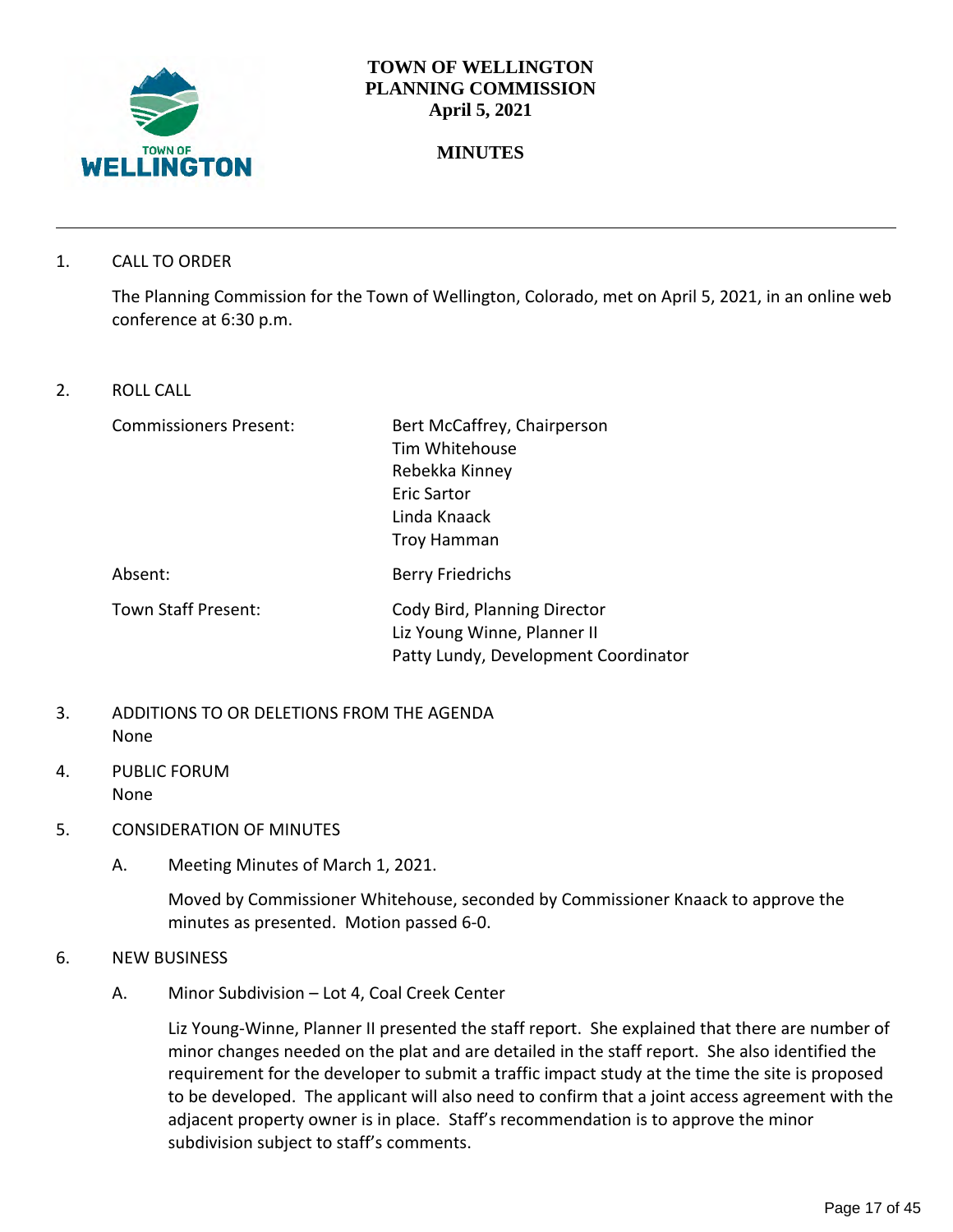# TOWN OF WELLINGTON
# PLANNING COMMISSION
# April 5, 2021

## MINUTES

1. CALL TO ORDER

   The Planning Commission for the Town of Wellington, Colorado, met on April 5, 2021, in an online web conference at 6:30 p.m.

2. ROLL CALL

| | |
|---|---|
| Commissioners Present: | Bert McCaffrey, Chairperson<br>Tim Whitehouse<br>Rebekka Kinney<br>Eric Sartor<br>Linda Knaack<br>Troy Hamman |
| Absent: | Berry Friedrichs |
| Town Staff Present: | Cody Bird, Planning Director<br>Liz Young Winne, Planner II<br>Patty Lundy, Development Coordinator |

3. ADDITIONS TO OR DELETIONS FROM THE AGENDA
   None

4. PUBLIC FORUM
   None

5. CONSIDERATION OF MINUTES

   A. Meeting Minutes of March 1, 2021.

      Moved by Commissioner Whitehouse, seconded by Commissioner Knaack to approve the minutes as presented. Motion passed 6-0.

6. NEW BUSINESS

   A. Minor Subdivision – Lot 4, Coal Creek Center

      Liz Young-Winne, Planner II presented the staff report. She explained that there are number of minor changes needed on the plat and are detailed in the staff report. She also identified the requirement for the developer to submit a traffic impact study at the time the site is proposed to be developed. The applicant will also need to confirm that a joint access agreement with the adjacent property owner is in place. Staff's recommendation is to approve the minor subdivision subject to staff's comments.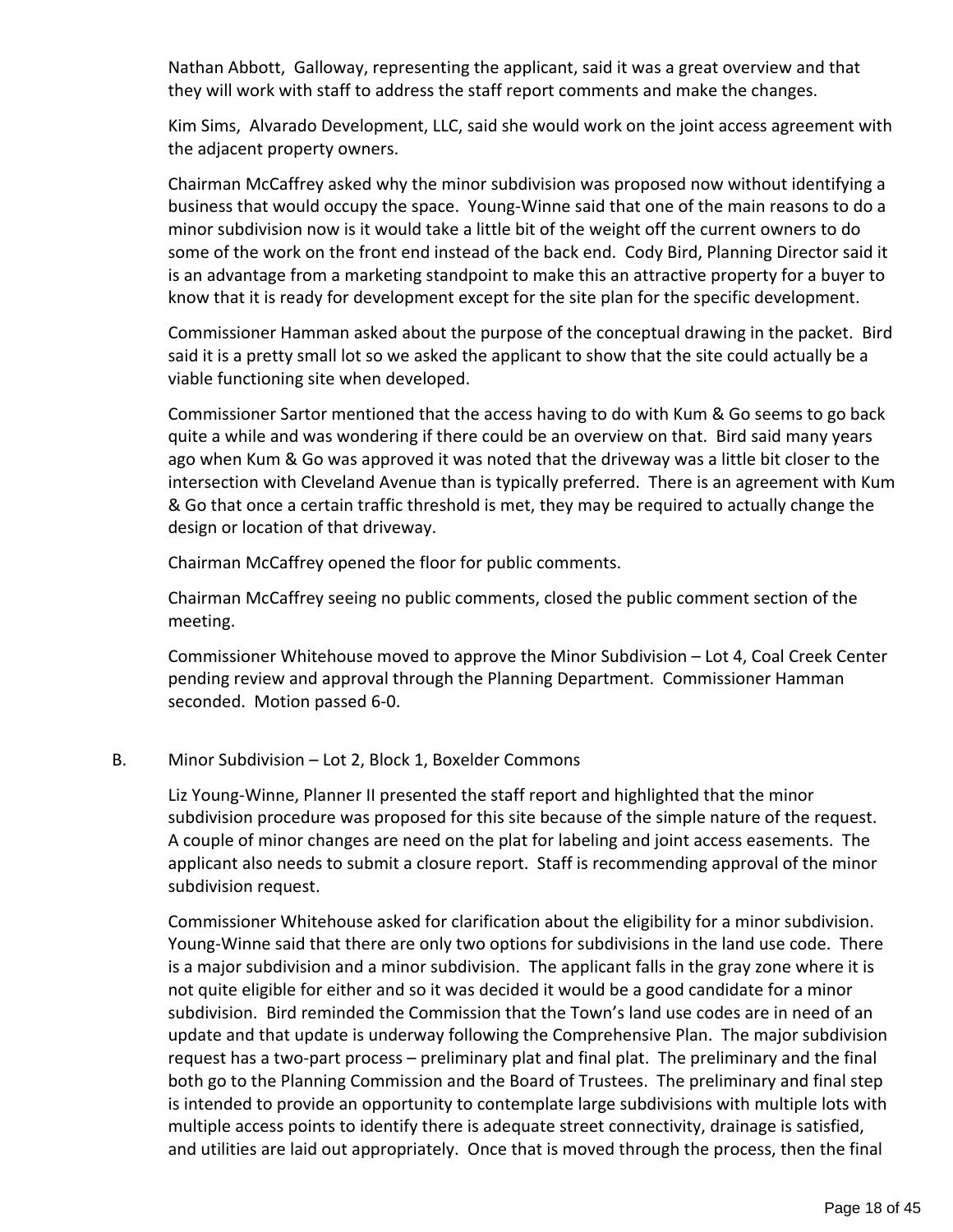Nathan Abbott, Galloway, representing the applicant, said it was a great overview and that they will work with staff to address the staff report comments and make the changes.

Kim Sims, Alvarado Development, LLC, said she would work on the joint access agreement with the adjacent property owners.

Chairman McCaffrey asked why the minor subdivision was proposed now without identifying a business that would occupy the space. Young-Winne said that one of the main reasons to do a minor subdivision now is it would take a little bit of the weight off the current owners to do some of the work on the front end instead of the back end. Cody Bird, Planning Director said it is an advantage from a marketing standpoint to make this an attractive property for a buyer to know that it is ready for development except for the site plan for the specific development.

Commissioner Hamman asked about the purpose of the conceptual drawing in the packet. Bird said it is a pretty small lot so we asked the applicant to show that the site could actually be a viable functioning site when developed.

Commissioner Sartor mentioned that the access having to do with Kum & Go seems to go back quite a while and was wondering if there could be an overview on that. Bird said many years ago when Kum & Go was approved it was noted that the driveway was a little bit closer to the intersection with Cleveland Avenue than is typically preferred. There is an agreement with Kum & Go that once a certain traffic threshold is met, they may be required to actually change the design or location of that driveway.

Chairman McCaffrey opened the floor for public comments.

Chairman McCaffrey seeing no public comments, closed the public comment section of the meeting.

Commissioner Whitehouse moved to approve the Minor Subdivision – Lot 4, Coal Creek Center pending review and approval through the Planning Department. Commissioner Hamman seconded. Motion passed 6-0.

B. Minor Subdivision – Lot 2, Block 1, Boxelder Commons

Liz Young-Winne, Planner II presented the staff report and highlighted that the minor subdivision procedure was proposed for this site because of the simple nature of the request. A couple of minor changes are need on the plat for labeling and joint access easements. The applicant also needs to submit a closure report. Staff is recommending approval of the minor subdivision request.

Commissioner Whitehouse asked for clarification about the eligibility for a minor subdivision. Young-Winne said that there are only two options for subdivisions in the land use code. There is a major subdivision and a minor subdivision. The applicant falls in the gray zone where it is not quite eligible for either and so it was decided it would be a good candidate for a minor subdivision. Bird reminded the Commission that the Town's land use codes are in need of an update and that update is underway following the Comprehensive Plan. The major subdivision request has a two-part process – preliminary plat and final plat. The preliminary and the final both go to the Planning Commission and the Board of Trustees. The preliminary and final step is intended to provide an opportunity to contemplate large subdivisions with multiple lots with multiple access points to identify there is adequate street connectivity, drainage is satisfied, and utilities are laid out appropriately. Once that is moved through the process, then the final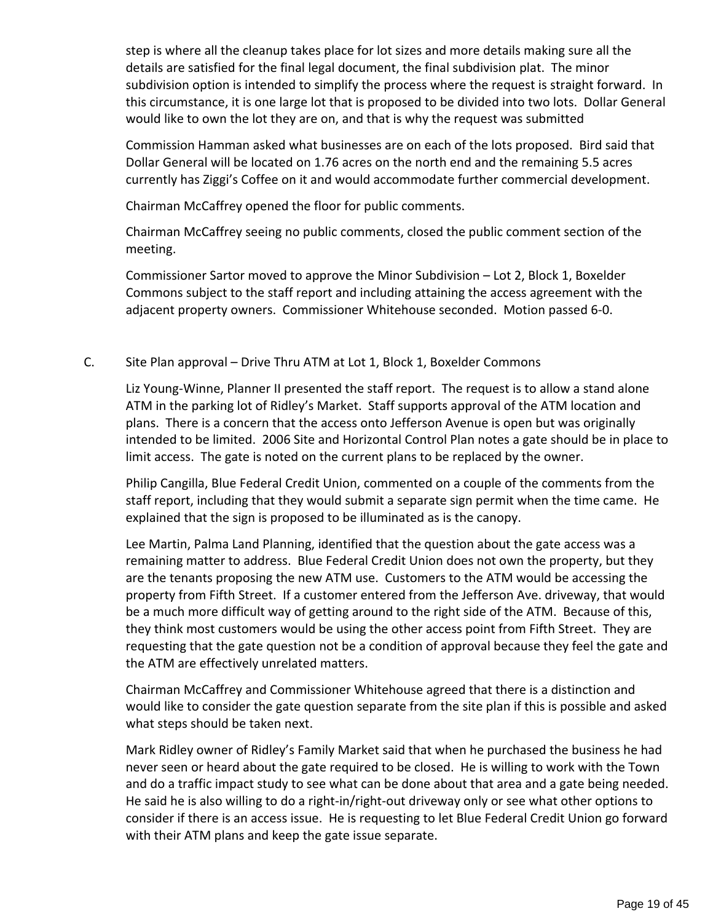step is where all the cleanup takes place for lot sizes and more details making sure all the details are satisfied for the final legal document, the final subdivision plat. The minor subdivision option is intended to simplify the process where the request is straight forward. In this circumstance, it is one large lot that is proposed to be divided into two lots. Dollar General would like to own the lot they are on, and that is why the request was submitted

Commission Hamman asked what businesses are on each of the lots proposed. Bird said that Dollar General will be located on 1.76 acres on the north end and the remaining 5.5 acres currently has Ziggi's Coffee on it and would accommodate further commercial development.

Chairman McCaffrey opened the floor for public comments.

Chairman McCaffrey seeing no public comments, closed the public comment section of the meeting.

Commissioner Sartor moved to approve the Minor Subdivision – Lot 2, Block 1, Boxelder Commons subject to the staff report and including attaining the access agreement with the adjacent property owners. Commissioner Whitehouse seconded. Motion passed 6-0.

C. Site Plan approval – Drive Thru ATM at Lot 1, Block 1, Boxelder Commons

Liz Young-Winne, Planner II presented the staff report. The request is to allow a stand alone ATM in the parking lot of Ridley's Market. Staff supports approval of the ATM location and plans. There is a concern that the access onto Jefferson Avenue is open but was originally intended to be limited. 2006 Site and Horizontal Control Plan notes a gate should be in place to limit access. The gate is noted on the current plans to be replaced by the owner.

Philip Cangilla, Blue Federal Credit Union, commented on a couple of the comments from the staff report, including that they would submit a separate sign permit when the time came. He explained that the sign is proposed to be illuminated as is the canopy.

Lee Martin, Palma Land Planning, identified that the question about the gate access was a remaining matter to address. Blue Federal Credit Union does not own the property, but they are the tenants proposing the new ATM use. Customers to the ATM would be accessing the property from Fifth Street. If a customer entered from the Jefferson Ave. driveway, that would be a much more difficult way of getting around to the right side of the ATM. Because of this, they think most customers would be using the other access point from Fifth Street. They are requesting that the gate question not be a condition of approval because they feel the gate and the ATM are effectively unrelated matters.

Chairman McCaffrey and Commissioner Whitehouse agreed that there is a distinction and would like to consider the gate question separate from the site plan if this is possible and asked what steps should be taken next.

Mark Ridley owner of Ridley's Family Market said that when he purchased the business he had never seen or heard about the gate required to be closed. He is willing to work with the Town and do a traffic impact study to see what can be done about that area and a gate being needed. He said he is also willing to do a right-in/right-out driveway only or see what other options to consider if there is an access issue. He is requesting to let Blue Federal Credit Union go forward with their ATM plans and keep the gate issue separate.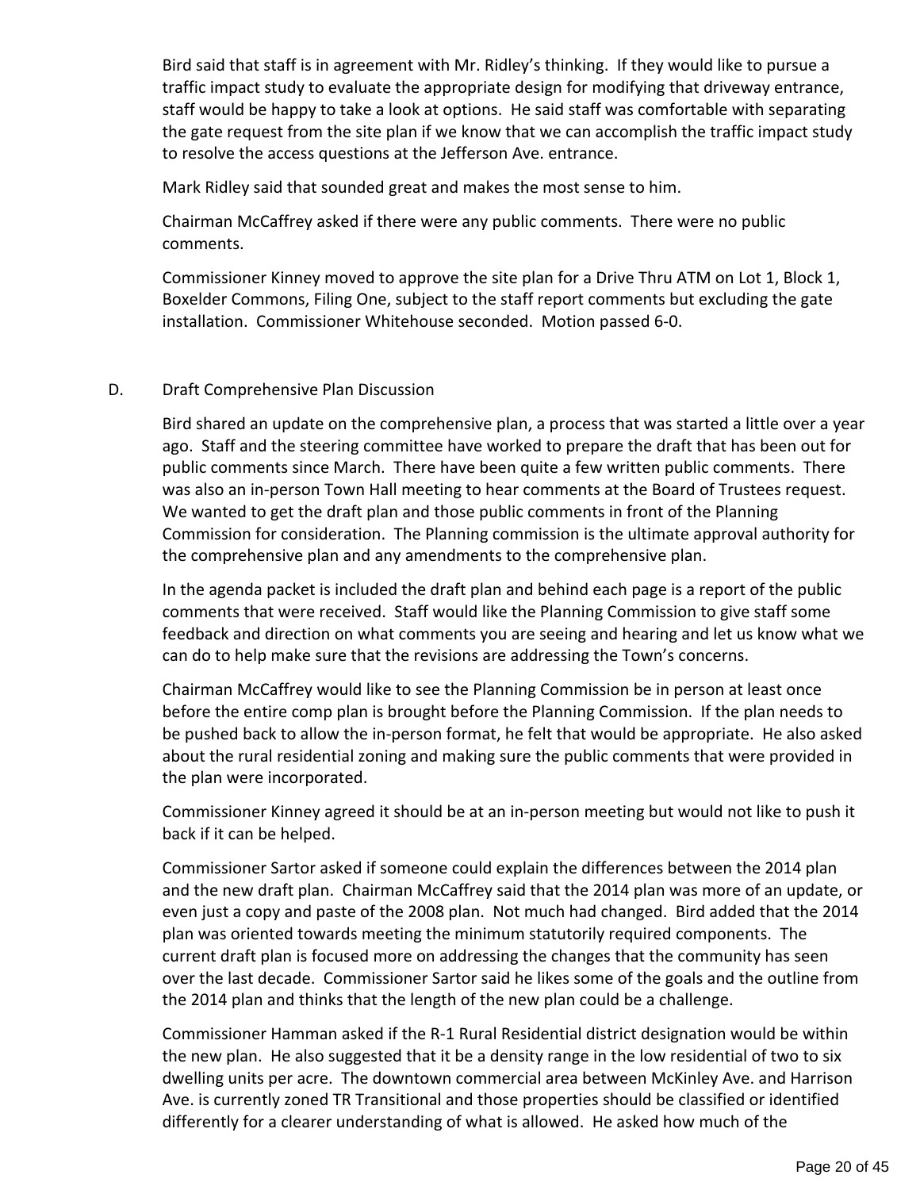Bird said that staff is in agreement with Mr. Ridley's thinking. If they would like to pursue a traffic impact study to evaluate the appropriate design for modifying that driveway entrance, staff would be happy to take a look at options. He said staff was comfortable with separating the gate request from the site plan if we know that we can accomplish the traffic impact study to resolve the access questions at the Jefferson Ave. entrance.

Mark Ridley said that sounded great and makes the most sense to him.

Chairman McCaffrey asked if there were any public comments. There were no public comments.

Commissioner Kinney moved to approve the site plan for a Drive Thru ATM on Lot 1, Block 1, Boxelder Commons, Filing One, subject to the staff report comments but excluding the gate installation. Commissioner Whitehouse seconded. Motion passed 6-0.

D. Draft Comprehensive Plan Discussion

Bird shared an update on the comprehensive plan, a process that was started a little over a year ago. Staff and the steering committee have worked to prepare the draft that has been out for public comments since March. There have been quite a few written public comments. There was also an in-person Town Hall meeting to hear comments at the Board of Trustees request. We wanted to get the draft plan and those public comments in front of the Planning Commission for consideration. The Planning commission is the ultimate approval authority for the comprehensive plan and any amendments to the comprehensive plan.

In the agenda packet is included the draft plan and behind each page is a report of the public comments that were received. Staff would like the Planning Commission to give staff some feedback and direction on what comments you are seeing and hearing and let us know what we can do to help make sure that the revisions are addressing the Town's concerns.

Chairman McCaffrey would like to see the Planning Commission be in person at least once before the entire comp plan is brought before the Planning Commission. If the plan needs to be pushed back to allow the in-person format, he felt that would be appropriate. He also asked about the rural residential zoning and making sure the public comments that were provided in the plan were incorporated.

Commissioner Kinney agreed it should be at an in-person meeting but would not like to push it back if it can be helped.

Commissioner Sartor asked if someone could explain the differences between the 2014 plan and the new draft plan. Chairman McCaffrey said that the 2014 plan was more of an update, or even just a copy and paste of the 2008 plan. Not much had changed. Bird added that the 2014 plan was oriented towards meeting the minimum statutorily required components. The current draft plan is focused more on addressing the changes that the community has seen over the last decade. Commissioner Sartor said he likes some of the goals and the outline from the 2014 plan and thinks that the length of the new plan could be a challenge.

Commissioner Hamman asked if the R-1 Rural Residential district designation would be within the new plan. He also suggested that it be a density range in the low residential of two to six dwelling units per acre. The downtown commercial area between McKinley Ave. and Harrison Ave. is currently zoned TR Transitional and those properties should be classified or identified differently for a clearer understanding of what is allowed. He asked how much of the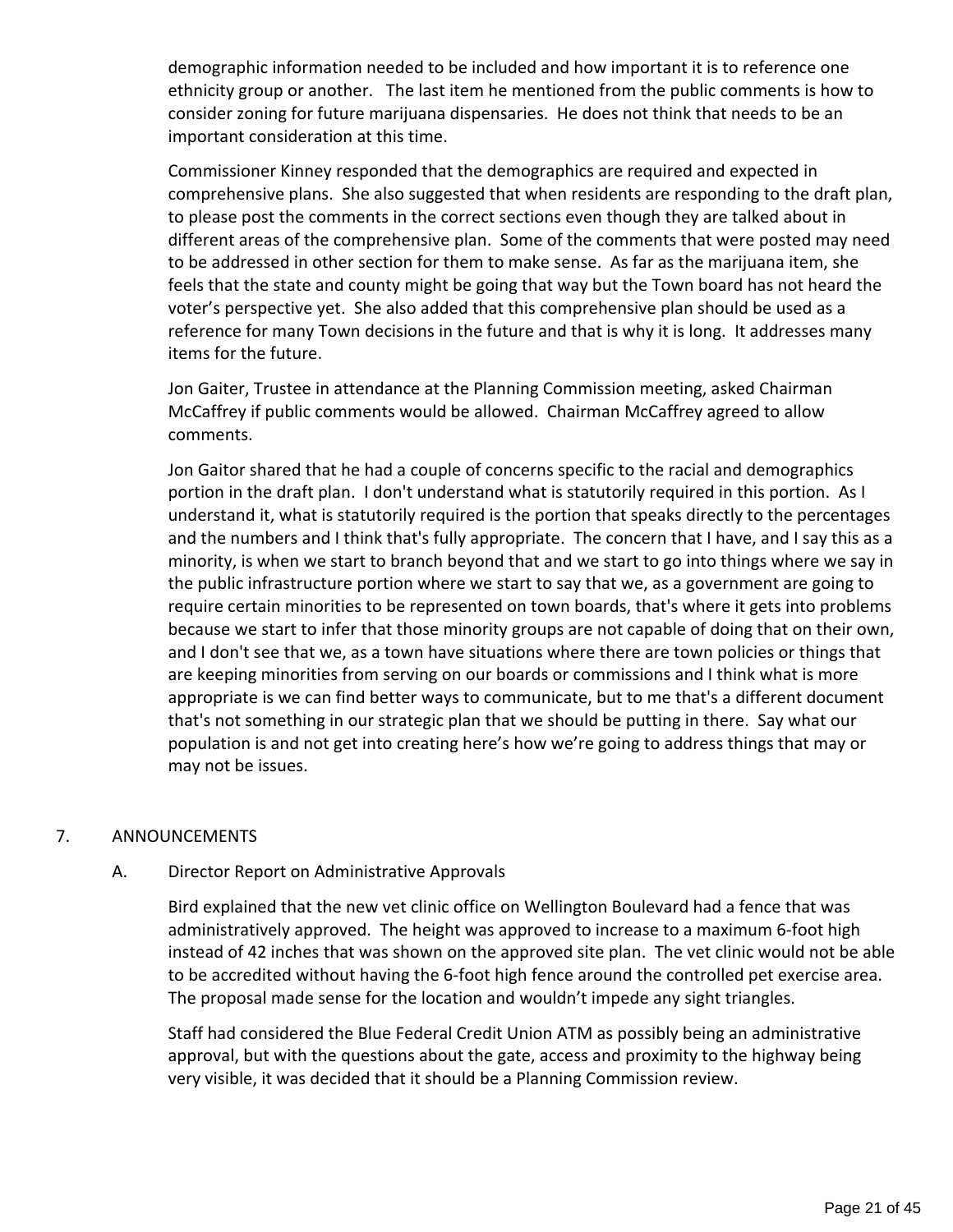demographic information needed to be included and how important it is to reference one ethnicity group or another. The last item he mentioned from the public comments is how to consider zoning for future marijuana dispensaries. He does not think that needs to be an important consideration at this time.

Commissioner Kinney responded that the demographics are required and expected in comprehensive plans. She also suggested that when residents are responding to the draft plan, to please post the comments in the correct sections even though they are talked about in different areas of the comprehensive plan. Some of the comments that were posted may need to be addressed in other section for them to make sense. As far as the marijuana item, she feels that the state and county might be going that way but the Town board has not heard the voter's perspective yet. She also added that this comprehensive plan should be used as a reference for many Town decisions in the future and that is why it is long. It addresses many items for the future.

Jon Gaiter, Trustee in attendance at the Planning Commission meeting, asked Chairman McCaffrey if public comments would be allowed. Chairman McCaffrey agreed to allow comments.

Jon Gaitor shared that he had a couple of concerns specific to the racial and demographics portion in the draft plan. I don't understand what is statutorily required in this portion. As I understand it, what is statutorily required is the portion that speaks directly to the percentages and the numbers and I think that's fully appropriate. The concern that I have, and I say this as a minority, is when we start to branch beyond that and we start to go into things where we say in the public infrastructure portion where we start to say that we, as a government are going to require certain minorities to be represented on town boards, that's where it gets into problems because we start to infer that those minority groups are not capable of doing that on their own, and I don't see that we, as a town have situations where there are town policies or things that are keeping minorities from serving on our boards or commissions and I think what is more appropriate is we can find better ways to communicate, but to me that's a different document that's not something in our strategic plan that we should be putting in there. Say what our population is and not get into creating here's how we're going to address things that may or may not be issues.

## 7. ANNOUNCEMENTS

### A. Director Report on Administrative Approvals

Bird explained that the new vet clinic office on Wellington Boulevard had a fence that was administratively approved. The height was approved to increase to a maximum 6-foot high instead of 42 inches that was shown on the approved site plan. The vet clinic would not be able to be accredited without having the 6-foot high fence around the controlled pet exercise area. The proposal made sense for the location and wouldn't impede any sight triangles.

Staff had considered the Blue Federal Credit Union ATM as possibly being an administrative approval, but with the questions about the gate, access and proximity to the highway being very visible, it was decided that it should be a Planning Commission review.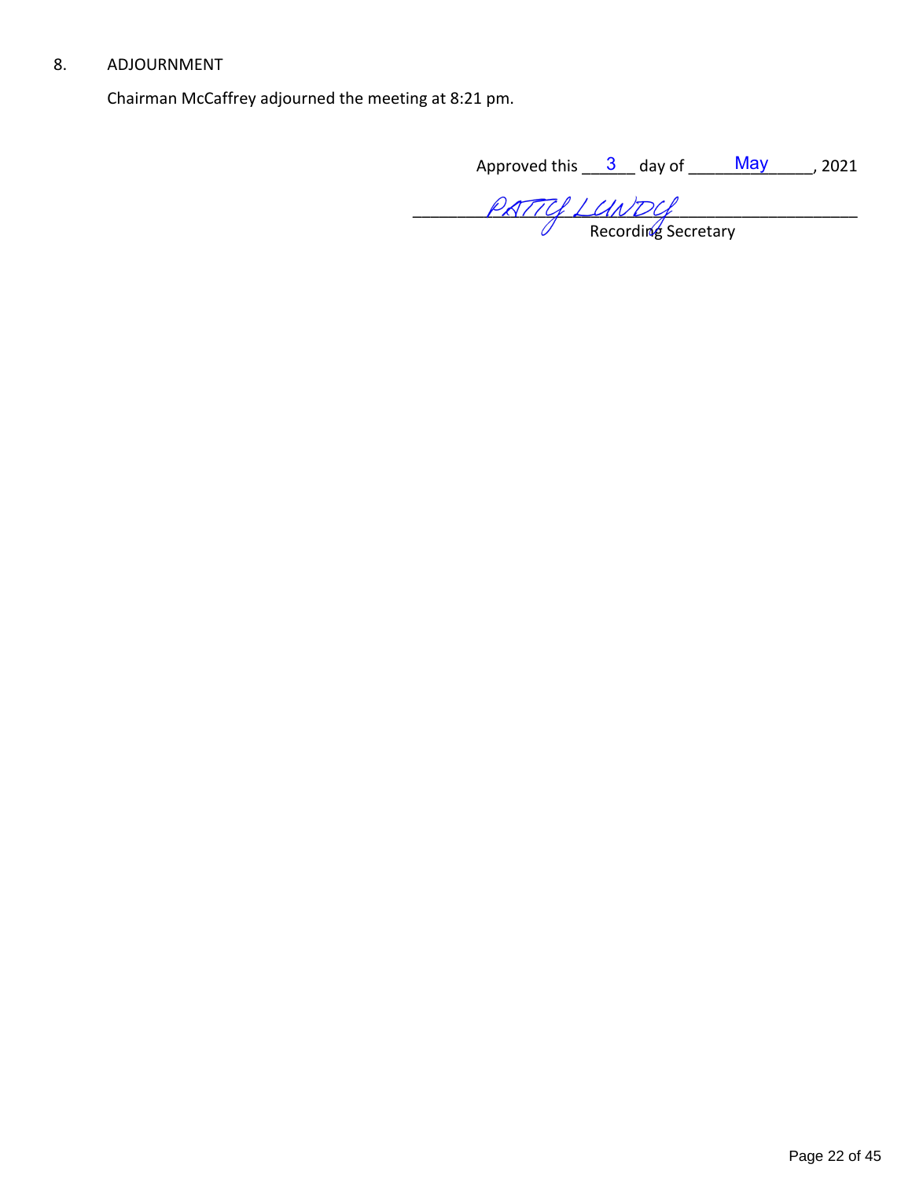8. ADJOURNMENT

Chairman McCaffrey adjourned the meeting at 8:21 pm.

Approved this 3 day of May, 2021

PATTY LUNDY
Recording Secretary